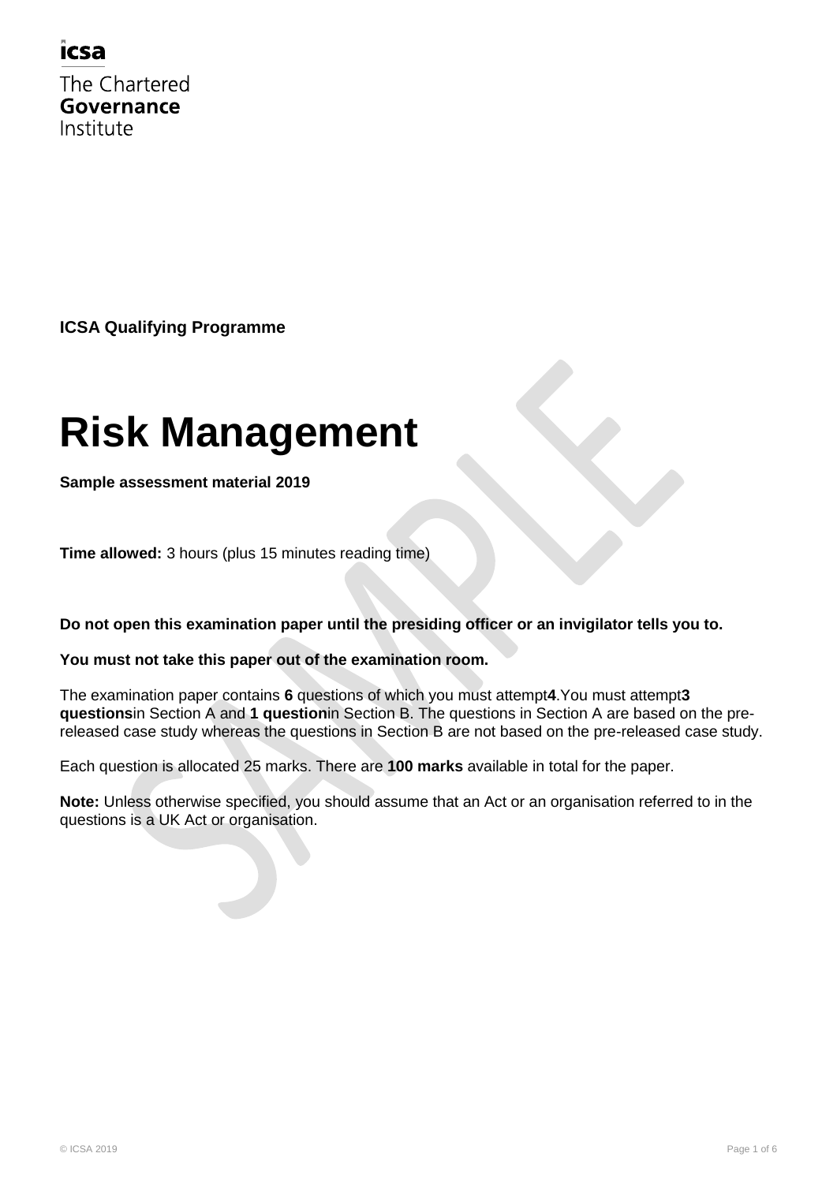icsa

The Chartered
**Governance**
Institute

**ICSA Qualifying Programme**

# Risk Management

**Sample assessment material 2019**

**Time allowed:** 3 hours (plus 15 minutes reading time)

**Do not open this examination paper until the presiding officer or an invigilator tells you to.**

**You must not take this paper out of the examination room.**

The examination paper contains **6** questions of which you must attempt **4**. You must attempt **3 questions** in Section A and **1 question** in Section B. The questions in Section A are based on the pre-released case study whereas the questions in Section B are not based on the pre-released case study.

Each question is allocated 25 marks. There are **100 marks** available in total for the paper.

**Note:** Unless otherwise specified, you should assume that an Act or an organisation referred to in the questions is a UK Act or organisation.

© ICSA 2019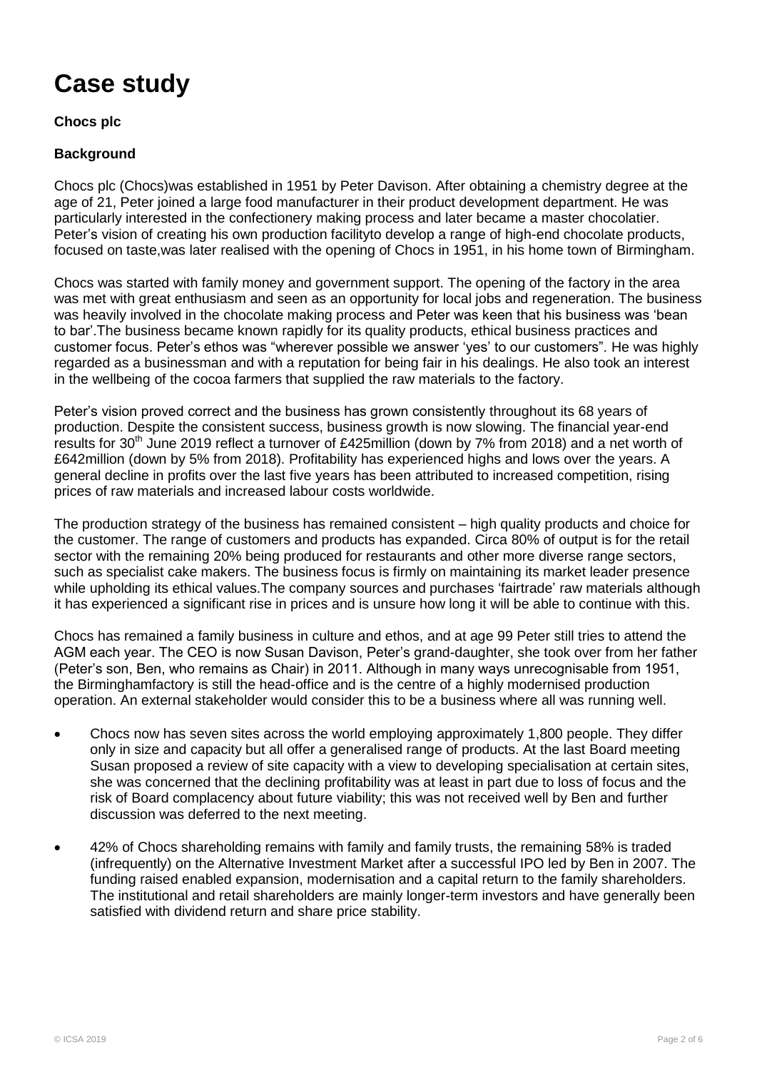# Case study

**Chocs plc**

**Background**

Chocs plc (Chocs)was established in 1951 by Peter Davison. After obtaining a chemistry degree at the age of 21, Peter joined a large food manufacturer in their product development department. He was particularly interested in the confectionery making process and later became a master chocolatier. Peter's vision of creating his own production facilityto develop a range of high-end chocolate products, focused on taste,was later realised with the opening of Chocs in 1951, in his home town of Birmingham.

Chocs was started with family money and government support. The opening of the factory in the area was met with great enthusiasm and seen as an opportunity for local jobs and regeneration. The business was heavily involved in the chocolate making process and Peter was keen that his business was 'bean to bar'.The business became known rapidly for its quality products, ethical business practices and customer focus. Peter's ethos was "wherever possible we answer 'yes' to our customers". He was highly regarded as a businessman and with a reputation for being fair in his dealings. He also took an interest in the wellbeing of the cocoa farmers that supplied the raw materials to the factory.

Peter's vision proved correct and the business has grown consistently throughout its 68 years of production. Despite the consistent success, business growth is now slowing. The financial year-end results for 30th June 2019 reflect a turnover of £425million (down by 7% from 2018) and a net worth of £642million (down by 5% from 2018). Profitability has experienced highs and lows over the years. A general decline in profits over the last five years has been attributed to increased competition, rising prices of raw materials and increased labour costs worldwide.

The production strategy of the business has remained consistent – high quality products and choice for the customer. The range of customers and products has expanded. Circa 80% of output is for the retail sector with the remaining 20% being produced for restaurants and other more diverse range sectors, such as specialist cake makers. The business focus is firmly on maintaining its market leader presence while upholding its ethical values.The company sources and purchases 'fairtrade' raw materials although it has experienced a significant rise in prices and is unsure how long it will be able to continue with this.

Chocs has remained a family business in culture and ethos, and at age 99 Peter still tries to attend the AGM each year. The CEO is now Susan Davison, Peter's grand-daughter, she took over from her father (Peter's son, Ben, who remains as Chair) in 2011. Although in many ways unrecognisable from 1951, the Birminghamfactory is still the head-office and is the centre of a highly modernised production operation. An external stakeholder would consider this to be a business where all was running well.

- Chocs now has seven sites across the world employing approximately 1,800 people. They differ only in size and capacity but all offer a generalised range of products. At the last Board meeting Susan proposed a review of site capacity with a view to developing specialisation at certain sites, she was concerned that the declining profitability was at least in part due to loss of focus and the risk of Board complacency about future viability; this was not received well by Ben and further discussion was deferred to the next meeting.
- 42% of Chocs shareholding remains with family and family trusts, the remaining 58% is traded (infrequently) on the Alternative Investment Market after a successful IPO led by Ben in 2007. The funding raised enabled expansion, modernisation and a capital return to the family shareholders. The institutional and retail shareholders are mainly longer-term investors and have generally been satisfied with dividend return and share price stability.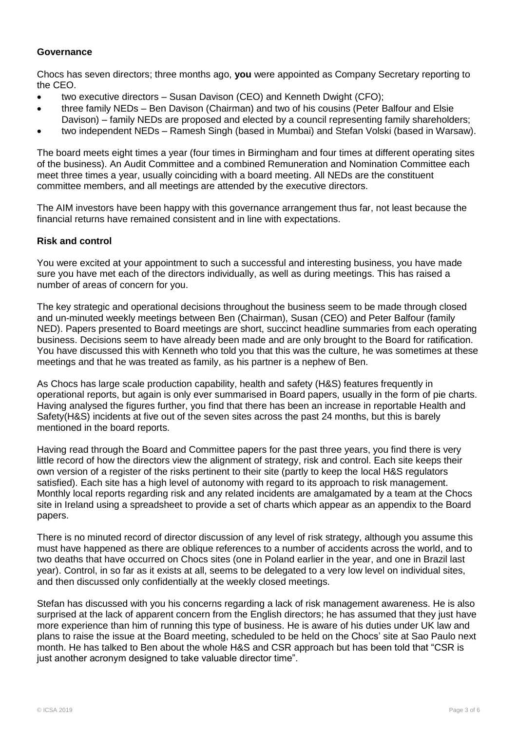**Governance**

Chocs has seven directors; three months ago, **you** were appointed as Company Secretary reporting to the CEO.

- two executive directors – Susan Davison (CEO) and Kenneth Dwight (CFO);
- three family NEDs – Ben Davison (Chairman) and two of his cousins (Peter Balfour and Elsie Davison) – family NEDs are proposed and elected by a council representing family shareholders;
- two independent NEDs – Ramesh Singh (based in Mumbai) and Stefan Volski (based in Warsaw).

The board meets eight times a year (four times in Birmingham and four times at different operating sites of the business). An Audit Committee and a combined Remuneration and Nomination Committee each meet three times a year, usually coinciding with a board meeting. All NEDs are the constituent committee members, and all meetings are attended by the executive directors.

The AIM investors have been happy with this governance arrangement thus far, not least because the financial returns have remained consistent and in line with expectations.

**Risk and control**

You were excited at your appointment to such a successful and interesting business, you have made sure you have met each of the directors individually, as well as during meetings. This has raised a number of areas of concern for you.

The key strategic and operational decisions throughout the business seem to be made through closed and un-minuted weekly meetings between Ben (Chairman), Susan (CEO) and Peter Balfour (family NED). Papers presented to Board meetings are short, succinct headline summaries from each operating business. Decisions seem to have already been made and are only brought to the Board for ratification. You have discussed this with Kenneth who told you that this was the culture, he was sometimes at these meetings and that he was treated as family, as his partner is a nephew of Ben.

As Chocs has large scale production capability, health and safety (H&S) features frequently in operational reports, but again is only ever summarised in Board papers, usually in the form of pie charts. Having analysed the figures further, you find that there has been an increase in reportable Health and Safety(H&S) incidents at five out of the seven sites across the past 24 months, but this is barely mentioned in the board reports.

Having read through the Board and Committee papers for the past three years, you find there is very little record of how the directors view the alignment of strategy, risk and control. Each site keeps their own version of a register of the risks pertinent to their site (partly to keep the local H&S regulators satisfied). Each site has a high level of autonomy with regard to its approach to risk management. Monthly local reports regarding risk and any related incidents are amalgamated by a team at the Chocs site in Ireland using a spreadsheet to provide a set of charts which appear as an appendix to the Board papers.

There is no minuted record of director discussion of any level of risk strategy, although you assume this must have happened as there are oblique references to a number of accidents across the world, and to two deaths that have occurred on Chocs sites (one in Poland earlier in the year, and one in Brazil last year). Control, in so far as it exists at all, seems to be delegated to a very low level on individual sites, and then discussed only confidentially at the weekly closed meetings.

Stefan has discussed with you his concerns regarding a lack of risk management awareness. He is also surprised at the lack of apparent concern from the English directors; he has assumed that they just have more experience than him of running this type of business. He is aware of his duties under UK law and plans to raise the issue at the Board meeting, scheduled to be held on the Chocs' site at Sao Paulo next month. He has talked to Ben about the whole H&S and CSR approach but has been told that "CSR is just another acronym designed to take valuable director time".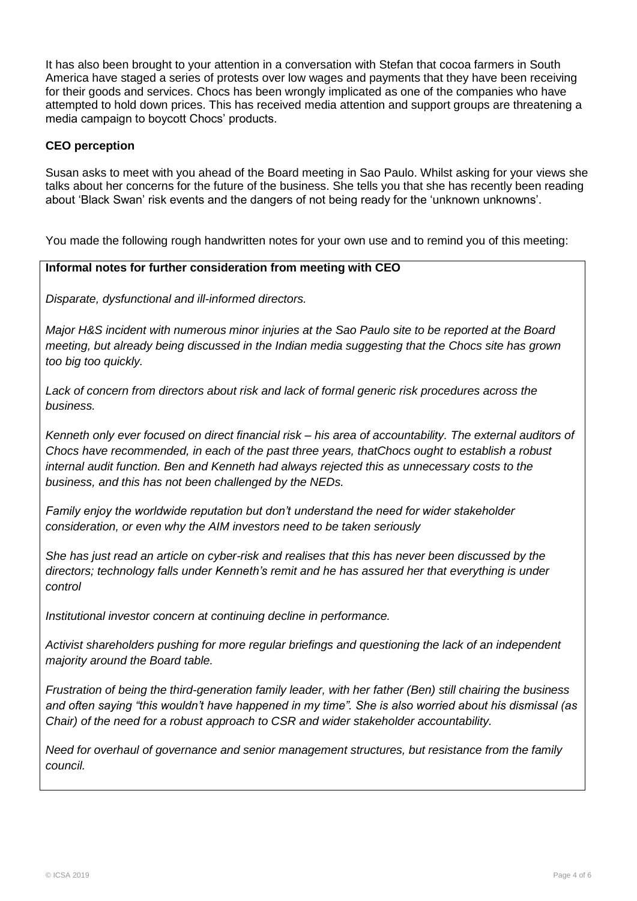It has also been brought to your attention in a conversation with Stefan that cocoa farmers in South America have staged a series of protests over low wages and payments that they have been receiving for their goods and services. Chocs has been wrongly implicated as one of the companies who have attempted to hold down prices. This has received media attention and support groups are threatening a media campaign to boycott Chocs' products.

**CEO perception**

Susan asks to meet with you ahead of the Board meeting in Sao Paulo. Whilst asking for your views she talks about her concerns for the future of the business. She tells you that she has recently been reading about 'Black Swan' risk events and the dangers of not being ready for the 'unknown unknowns'.

You made the following rough handwritten notes for your own use and to remind you of this meeting:

**Informal notes for further consideration from meeting with CEO**

*Disparate, dysfunctional and ill-informed directors.*

*Major H&S incident with numerous minor injuries at the Sao Paulo site to be reported at the Board meeting, but already being discussed in the Indian media suggesting that the Chocs site has grown too big too quickly.*

*Lack of concern from directors about risk and lack of formal generic risk procedures across the business.*

*Kenneth only ever focused on direct financial risk – his area of accountability. The external auditors of Chocs have recommended, in each of the past three years, thatChocs ought to establish a robust internal audit function. Ben and Kenneth had always rejected this as unnecessary costs to the business, and this has not been challenged by the NEDs.*

*Family enjoy the worldwide reputation but don't understand the need for wider stakeholder consideration, or even why the AIM investors need to be taken seriously*

*She has just read an article on cyber-risk and realises that this has never been discussed by the directors; technology falls under Kenneth's remit and he has assured her that everything is under control*

*Institutional investor concern at continuing decline in performance.*

*Activist shareholders pushing for more regular briefings and questioning the lack of an independent majority around the Board table.*

*Frustration of being the third-generation family leader, with her father (Ben) still chairing the business and often saying "this wouldn't have happened in my time". She is also worried about his dismissal (as Chair) of the need for a robust approach to CSR and wider stakeholder accountability.*

*Need for overhaul of governance and senior management structures, but resistance from the family council.*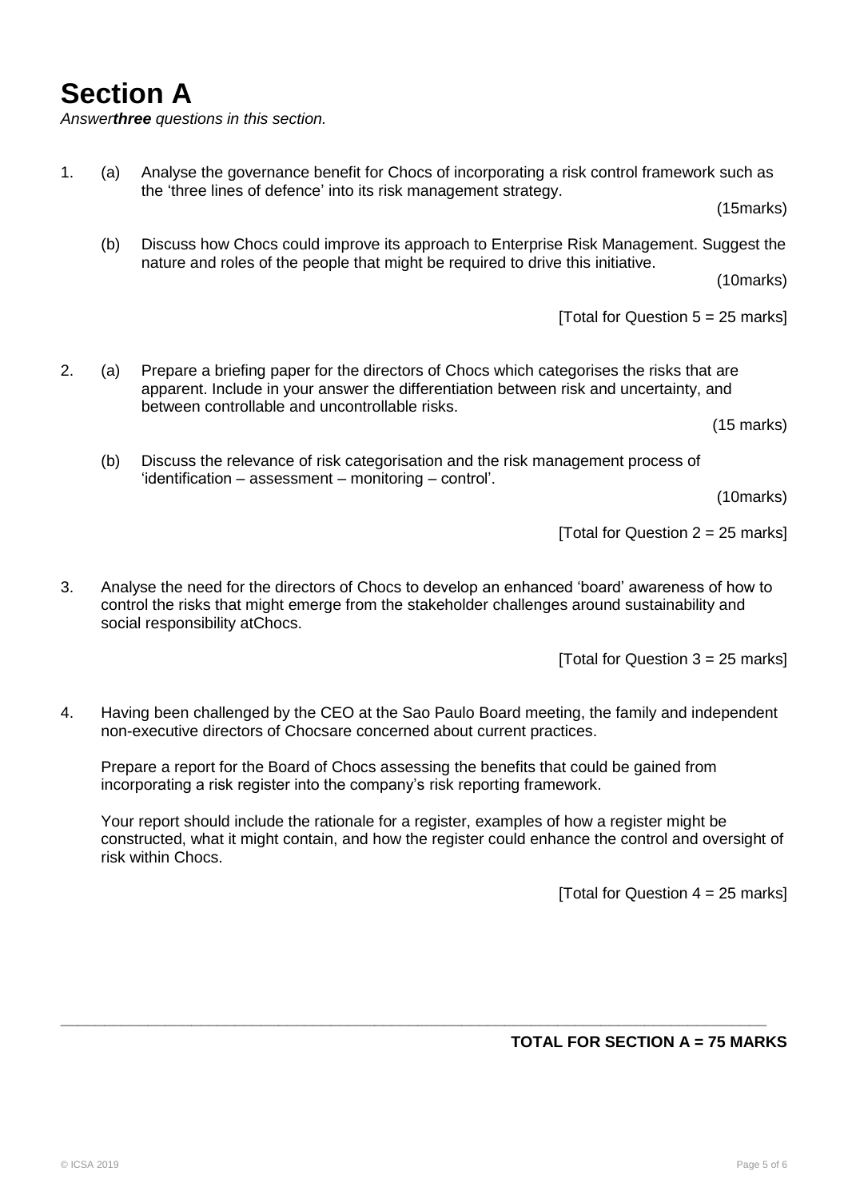# Section A

*Answer**three** questions in this section.*

1. (a) Analyse the governance benefit for Chocs of incorporating a risk control framework such as the 'three lines of defence' into its risk management strategy.

(15marks)

(b) Discuss how Chocs could improve its approach to Enterprise Risk Management. Suggest the nature and roles of the people that might be required to drive this initiative.

(10marks)

[Total for Question 5 = 25 marks]

2. (a) Prepare a briefing paper for the directors of Chocs which categorises the risks that are apparent. Include in your answer the differentiation between risk and uncertainty, and between controllable and uncontrollable risks.

(15 marks)

(b) Discuss the relevance of risk categorisation and the risk management process of 'identification – assessment – monitoring – control'.

(10marks)

[Total for Question 2 = 25 marks]

3. Analyse the need for the directors of Chocs to develop an enhanced 'board' awareness of how to control the risks that might emerge from the stakeholder challenges around sustainability and social responsibility atChocs.

[Total for Question 3 = 25 marks]

4. Having been challenged by the CEO at the Sao Paulo Board meeting, the family and independent non-executive directors of Chocsare concerned about current practices.

Prepare a report for the Board of Chocs assessing the benefits that could be gained from incorporating a risk register into the company's risk reporting framework.

Your report should include the rationale for a register, examples of how a register might be constructed, what it might contain, and how the register could enhance the control and oversight of risk within Chocs.

[Total for Question 4 = 25 marks]

**TOTAL FOR SECTION A = 75 MARKS**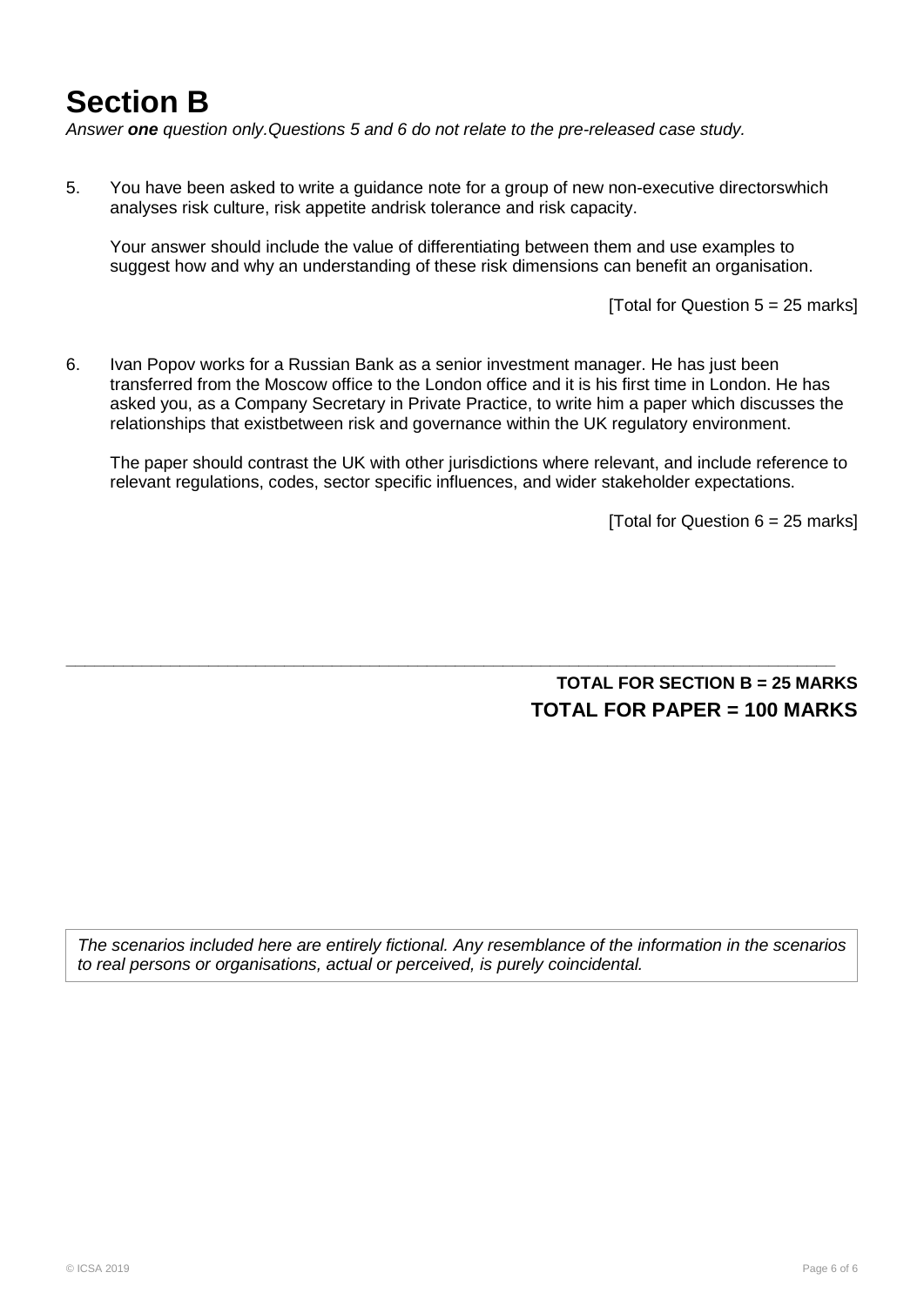# Section B

*Answer **one** question only.Questions 5 and 6 do not relate to the pre-released case study.*

5. You have been asked to write a guidance note for a group of new non-executive directorswhich analyses risk culture, risk appetite andrisk tolerance and risk capacity.

   Your answer should include the value of differentiating between them and use examples to suggest how and why an understanding of these risk dimensions can benefit an organisation.

   [Total for Question 5 = 25 marks]

6. Ivan Popov works for a Russian Bank as a senior investment manager. He has just been transferred from the Moscow office to the London office and it is his first time in London. He has asked you, as a Company Secretary in Private Practice, to write him a paper which discusses the relationships that existbetween risk and governance within the UK regulatory environment.

   The paper should contrast the UK with other jurisdictions where relevant, and include reference to relevant regulations, codes, sector specific influences, and wider stakeholder expectations.

   [Total for Question 6 = 25 marks]

---

**TOTAL FOR SECTION B = 25 MARKS**

**TOTAL FOR PAPER = 100 MARKS**

*The scenarios included here are entirely fictional. Any resemblance of the information in the scenarios to real persons or organisations, actual or perceived, is purely coincidental.*